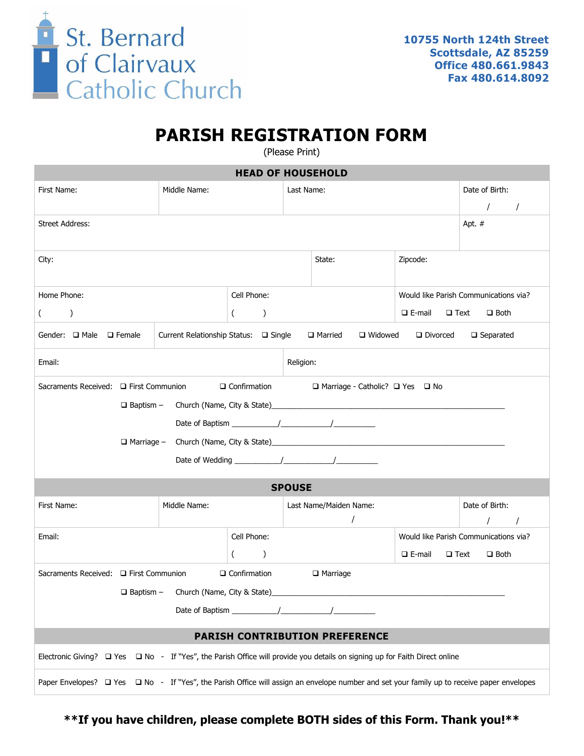# St. Bernard of Clairvaux Catholic Church

10755 North 124th Street
Scottsdale, AZ 85259
Office 480.661.9843
Fax 480.614.8092

## PARISH REGISTRATION FORM

(Please Print)

### HEAD OF HOUSEHOLD

| First Name: | Middle Name: | Last Name: | Date of Birth: / / |
|---|---|---|---|
| Street Address: | | | Apt. # |
| City: | State: | Zipcode: | |
| Home Phone: ( ) | Cell Phone: ( ) | Would like Parish Communications via? ❑ E-mail ❑ Text ❑ Both | |
| Gender: ❑ Male ❑ Female | Current Relationship Status: ❑ Single ❑ Married ❑ Widowed ❑ Divorced ❑ Separated | | |
| Email: | Religion: | | |

Sacraments Received: ❑ First Communion ❑ Confirmation ❑ Marriage - Catholic? ❑ Yes ❑ No

❑ Baptism – Church (Name, City & State)________________________________________

Date of Baptism ___________/___________/__________

❑ Marriage – Church (Name, City & State)________________________________________

Date of Wedding ___________/___________/__________

### SPOUSE

| First Name: | Middle Name: | Last Name/Maiden Name: / | Date of Birth: / / |
|---|---|---|---|
| Email: | Cell Phone: ( ) | Would like Parish Communications via? ❑ E-mail ❑ Text ❑ Both | |

Sacraments Received: ❑ First Communion ❑ Confirmation ❑ Marriage

❑ Baptism – Church (Name, City & State)________________________________________

Date of Baptism ___________/___________/__________

### PARISH CONTRIBUTION PREFERENCE

Electronic Giving? ❑ Yes ❑ No - If "Yes", the Parish Office will provide you details on signing up for Faith Direct online

Paper Envelopes? ❑ Yes ❑ No - If "Yes", the Parish Office will assign an envelope number and set your family up to receive paper envelopes

**\*\*If you have children, please complete BOTH sides of this Form. Thank you!\*\***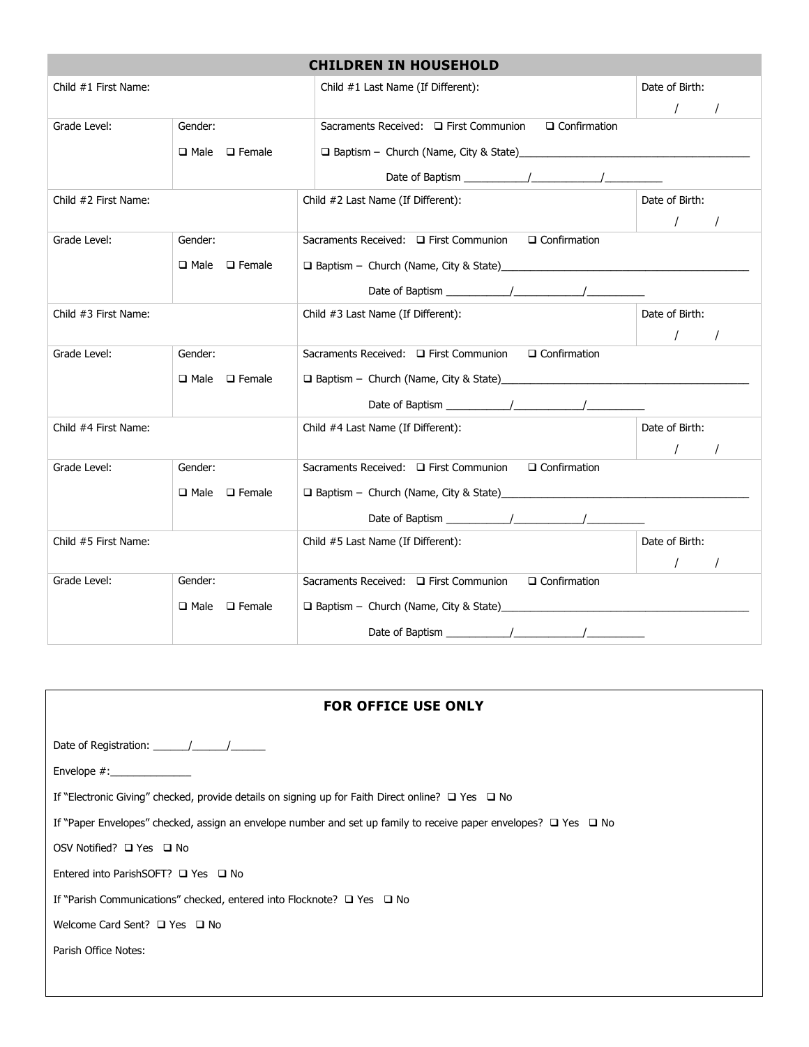## CHILDREN IN HOUSEHOLD

| | | | |
|---|---|---|---|
| Child #1 First Name: | | Child #1 Last Name (If Different): | Date of Birth: / / |
| Grade Level: | Gender: ❑ Male ❑ Female | Sacraments Received: ❑ First Communion ❑ Confirmation<br>❑ Baptism – Church (Name, City & State)\_\_\_\_\_\_\_\_\_\_\_\_\_\_\_\_\_\_\_\_\_\_\_\_\_\_\_\_\_\_\_\_<br>Date of Baptism \_\_\_\_\_\_\_\_\_\_/\_\_\_\_\_\_\_\_\_\_/\_\_\_\_\_\_\_\_\_\_ | |
| Child #2 First Name: | | Child #2 Last Name (If Different): | Date of Birth: / / |
| Grade Level: | Gender: ❑ Male ❑ Female | Sacraments Received: ❑ First Communion ❑ Confirmation<br>❑ Baptism – Church (Name, City & State)\_\_\_\_\_\_\_\_\_\_\_\_\_\_\_\_\_\_\_\_\_\_\_\_\_\_\_\_\_\_\_\_<br>Date of Baptism \_\_\_\_\_\_\_\_\_\_/\_\_\_\_\_\_\_\_\_\_/\_\_\_\_\_\_\_\_\_\_ | |
| Child #3 First Name: | | Child #3 Last Name (If Different): | Date of Birth: / / |
| Grade Level: | Gender: ❑ Male ❑ Female | Sacraments Received: ❑ First Communion ❑ Confirmation<br>❑ Baptism – Church (Name, City & State)\_\_\_\_\_\_\_\_\_\_\_\_\_\_\_\_\_\_\_\_\_\_\_\_\_\_\_\_\_\_\_\_<br>Date of Baptism \_\_\_\_\_\_\_\_\_\_/\_\_\_\_\_\_\_\_\_\_/\_\_\_\_\_\_\_\_\_\_ | |
| Child #4 First Name: | | Child #4 Last Name (If Different): | Date of Birth: / / |
| Grade Level: | Gender: ❑ Male ❑ Female | Sacraments Received: ❑ First Communion ❑ Confirmation<br>❑ Baptism – Church (Name, City & State)\_\_\_\_\_\_\_\_\_\_\_\_\_\_\_\_\_\_\_\_\_\_\_\_\_\_\_\_\_\_\_\_<br>Date of Baptism \_\_\_\_\_\_\_\_\_\_/\_\_\_\_\_\_\_\_\_\_/\_\_\_\_\_\_\_\_\_\_ | |
| Child #5 First Name: | | Child #5 Last Name (If Different): | Date of Birth: / / |
| Grade Level: | Gender: ❑ Male ❑ Female | Sacraments Received: ❑ First Communion ❑ Confirmation<br>❑ Baptism – Church (Name, City & State)\_\_\_\_\_\_\_\_\_\_\_\_\_\_\_\_\_\_\_\_\_\_\_\_\_\_\_\_\_\_\_\_<br>Date of Baptism \_\_\_\_\_\_\_\_\_\_/\_\_\_\_\_\_\_\_\_\_/\_\_\_\_\_\_\_\_\_\_ | |

## FOR OFFICE USE ONLY

Date of Registration: \_\_\_\_\_\_/\_\_\_\_\_\_/\_\_\_\_\_\_

Envelope #:\_\_\_\_\_\_\_\_\_\_\_\_\_\_

If "Electronic Giving" checked, provide details on signing up for Faith Direct online? ❑ Yes ❑ No

If "Paper Envelopes" checked, assign an envelope number and set up family to receive paper envelopes? ❑ Yes ❑ No

OSV Notified? ❑ Yes ❑ No

Entered into ParishSOFT? ❑ Yes ❑ No

If "Parish Communications" checked, entered into Flocknote? ❑ Yes ❑ No

Welcome Card Sent? ❑ Yes ❑ No

Parish Office Notes: